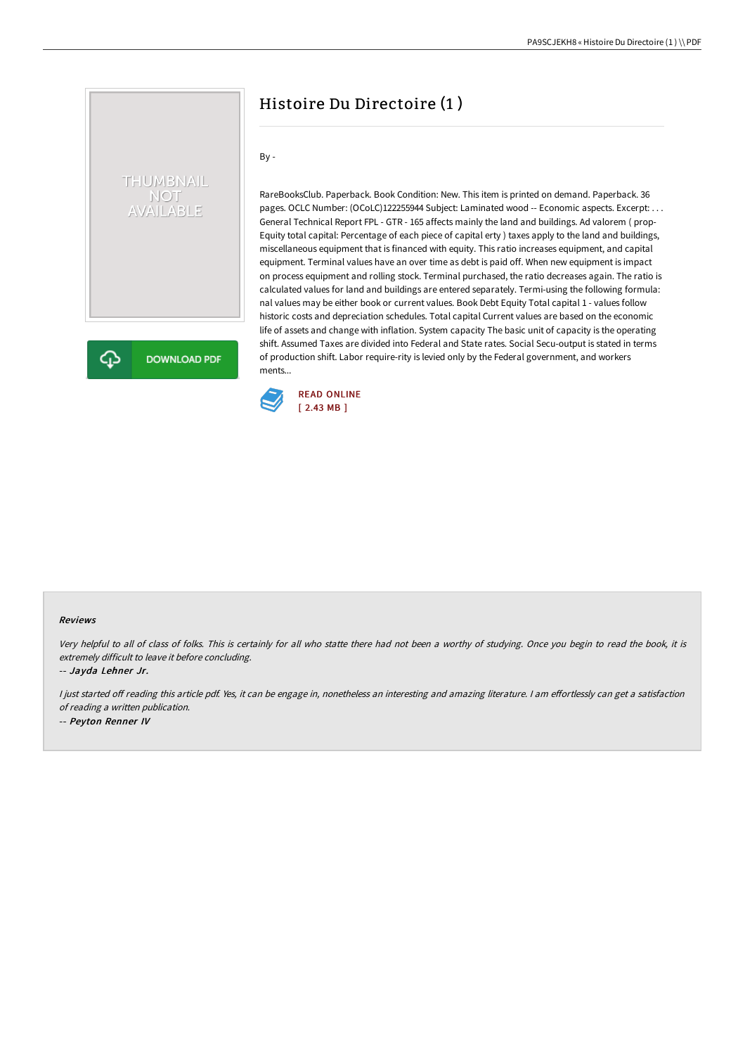# Histoire Du Directoire (1 )

By -

RareBooksClub. Paperback. Book Condition: New. This item is printed on demand. Paperback. 36 pages. OCLC Number: (OCoLC)122255944 Subject: Laminated wood -- Economic aspects. Excerpt: . . . General Technical Report FPL - GTR - 165 affects mainly the land and buildings. Ad valorem ( prop-Equity total capital: Percentage of each piece of capital erty ) taxes apply to the land and buildings, miscellaneous equipment that is financed with equity. This ratio increases equipment, and capital equipment. Terminal values have an over time as debt is paid off. When new equipment is impact on process equipment and rolling stock. Terminal purchased, the ratio decreases again. The ratio is calculated values for land and buildings are entered separately. Termi-using the following formula: nal values may be either book or current values. Book Debt Equity Total capital 1 - values follow historic costs and depreciation schedules. Total capital Current values are based on the economic life of assets and change with inflation. System capacity The basic unit of capacity is the operating shift. Assumed Taxes are divided into Federal and State rates. Social Secu-output is stated in terms of production shift. Labor require-rity is levied only by the Federal government, and workers ments...

READ ONLINE
[ 2.43 MB ]

### Reviews

*Very helpful to all of class of folks. This is certainly for all who statte there had not been a worthy of studying. Once you begin to read the book, it is extremely difficult to leave it before concluding.*

-- *Jayda Lehner Jr.*

*I just started off reading this article pdf. Yes, it can be engage in, nonetheless an interesting and amazing literature. I am effortlessly can get a satisfaction of reading a written publication.*

-- *Peyton Renner IV*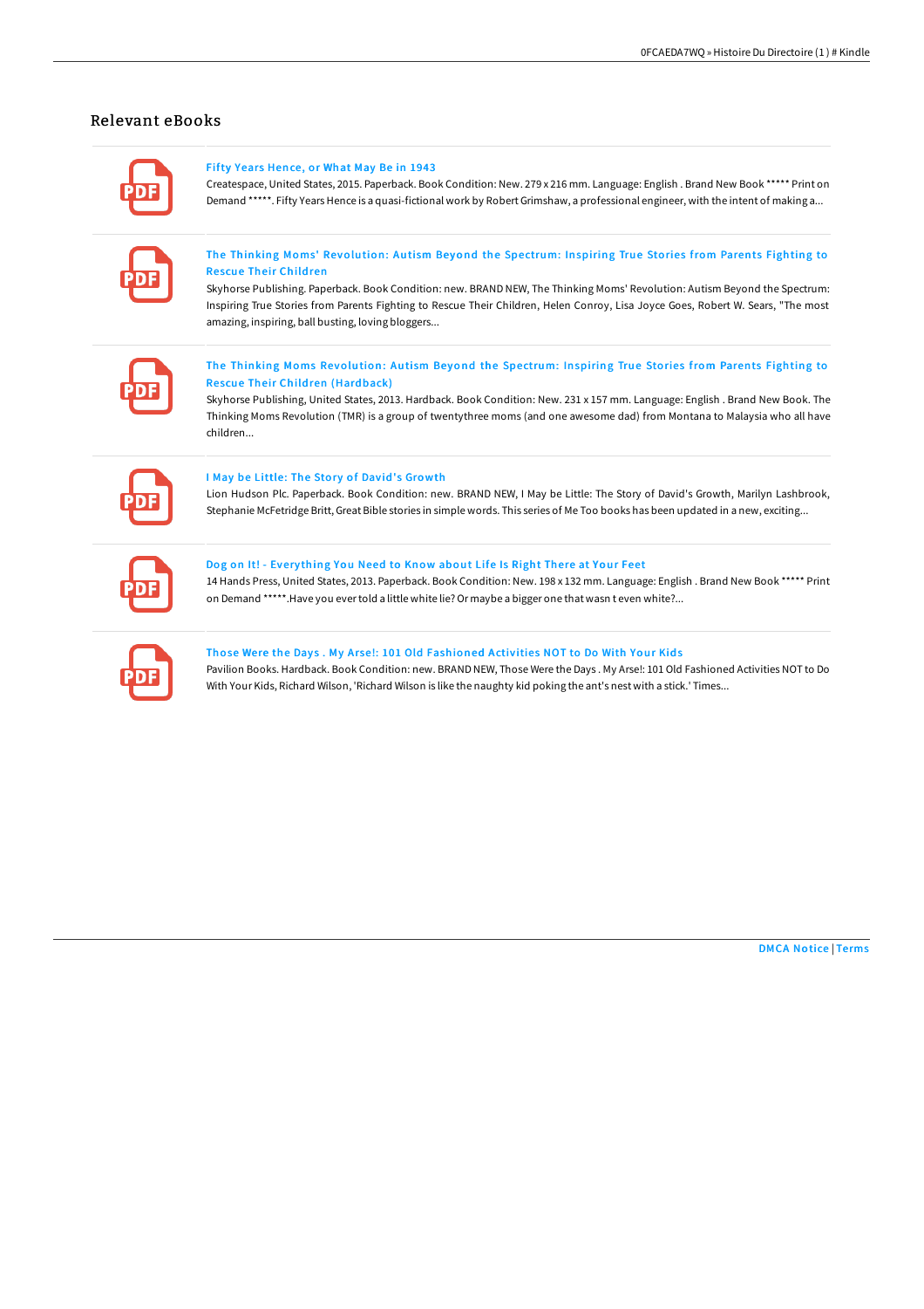## Relevant eBooks

### Fifty Years Hence, or What May Be in 1943

Createspace, United States, 2015. Paperback. Book Condition: New. 279 x 216 mm. Language: English . Brand New Book ***** Print on Demand *****. Fifty Years Hence is a quasi-fictional work by Robert Grimshaw, a professional engineer, with the intent of making a...

### The Thinking Moms' Revolution: Autism Beyond the Spectrum: Inspiring True Stories from Parents Fighting to Rescue Their Children

Skyhorse Publishing. Paperback. Book Condition: new. BRAND NEW, The Thinking Moms' Revolution: Autism Beyond the Spectrum: Inspiring True Stories from Parents Fighting to Rescue Their Children, Helen Conroy, Lisa Joyce Goes, Robert W. Sears, "The most amazing, inspiring, ball busting, loving bloggers...

### The Thinking Moms Revolution: Autism Beyond the Spectrum: Inspiring True Stories from Parents Fighting to Rescue Their Children (Hardback)

Skyhorse Publishing, United States, 2013. Hardback. Book Condition: New. 231 x 157 mm. Language: English . Brand New Book. The Thinking Moms Revolution (TMR) is a group of twentythree moms (and one awesome dad) from Montana to Malaysia who all have children...

### I May be Little: The Story of David's Growth

Lion Hudson Plc. Paperback. Book Condition: new. BRAND NEW, I May be Little: The Story of David's Growth, Marilyn Lashbrook, Stephanie McFetridge Britt, Great Bible stories in simple words. This series of Me Too books has been updated in a new, exciting...

### Dog on It! - Everything You Need to Know about Life Is Right There at Your Feet

14 Hands Press, United States, 2013. Paperback. Book Condition: New. 198 x 132 mm. Language: English . Brand New Book ***** Print on Demand *****.Have you ever told a little white lie? Or maybe a bigger one that wasn t even white?...

### Those Were the Days . My Arse!: 101 Old Fashioned Activities NOT to Do With Your Kids

Pavilion Books. Hardback. Book Condition: new. BRAND NEW, Those Were the Days . My Arse!: 101 Old Fashioned Activities NOT to Do With Your Kids, Richard Wilson, 'Richard Wilson is like the naughty kid poking the ant's nest with a stick.' Times...